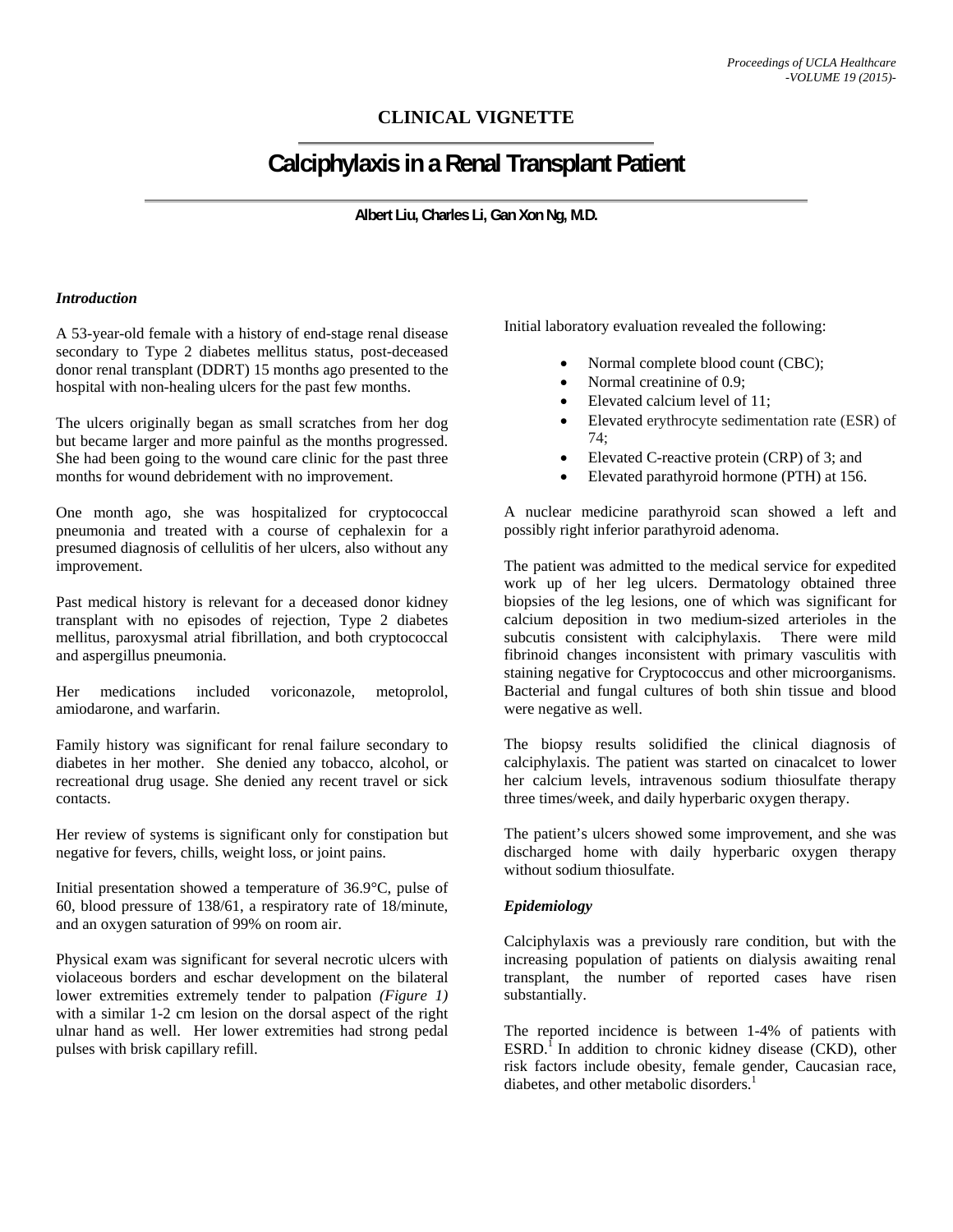**CLINICAL VIGNETTE**

# Calciphylaxis in a Renal Transplant Patient

**Albert Liu, Charles Li, Gan Xon Ng, M.D.**

### *Introduction*

A 53-year-old female with a history of end-stage renal disease secondary to Type 2 diabetes mellitus status, post-deceased donor renal transplant (DDRT) 15 months ago presented to the hospital with non-healing ulcers for the past few months.

The ulcers originally began as small scratches from her dog but became larger and more painful as the months progressed. She had been going to the wound care clinic for the past three months for wound debridement with no improvement.

One month ago, she was hospitalized for cryptococcal pneumonia and treated with a course of cephalexin for a presumed diagnosis of cellulitis of her ulcers, also without any improvement.

Past medical history is relevant for a deceased donor kidney transplant with no episodes of rejection, Type 2 diabetes mellitus, paroxysmal atrial fibrillation, and both cryptococcal and aspergillus pneumonia.

Her medications included voriconazole, metoprolol, amiodarone, and warfarin.

Family history was significant for renal failure secondary to diabetes in her mother. She denied any tobacco, alcohol, or recreational drug usage. She denied any recent travel or sick contacts.

Her review of systems is significant only for constipation but negative for fevers, chills, weight loss, or joint pains.

Initial presentation showed a temperature of 36.9°C, pulse of 60, blood pressure of 138/61, a respiratory rate of 18/minute, and an oxygen saturation of 99% on room air.

Physical exam was significant for several necrotic ulcers with violaceous borders and eschar development on the bilateral lower extremities extremely tender to palpation *(Figure 1)* with a similar 1-2 cm lesion on the dorsal aspect of the right ulnar hand as well. Her lower extremities had strong pedal pulses with brisk capillary refill.

Initial laboratory evaluation revealed the following:

- Normal complete blood count (CBC);
- Normal creatinine of 0.9;
- Elevated calcium level of 11;
- Elevated erythrocyte sedimentation rate (ESR) of 74;
- Elevated C-reactive protein (CRP) of 3; and
- Elevated parathyroid hormone (PTH) at 156.

A nuclear medicine parathyroid scan showed a left and possibly right inferior parathyroid adenoma.

The patient was admitted to the medical service for expedited work up of her leg ulcers. Dermatology obtained three biopsies of the leg lesions, one of which was significant for calcium deposition in two medium-sized arterioles in the subcutis consistent with calciphylaxis. There were mild fibrinoid changes inconsistent with primary vasculitis with staining negative for Cryptococcus and other microorganisms. Bacterial and fungal cultures of both shin tissue and blood were negative as well.

The biopsy results solidified the clinical diagnosis of calciphylaxis. The patient was started on cinacalcet to lower her calcium levels, intravenous sodium thiosulfate therapy three times/week, and daily hyperbaric oxygen therapy.

The patient's ulcers showed some improvement, and she was discharged home with daily hyperbaric oxygen therapy without sodium thiosulfate.

### *Epidemiology*

Calciphylaxis was a previously rare condition, but with the increasing population of patients on dialysis awaiting renal transplant, the number of reported cases have risen substantially.

The reported incidence is between 1-4% of patients with ESRD.[1] In addition to chronic kidney disease (CKD), other risk factors include obesity, female gender, Caucasian race, diabetes, and other metabolic disorders.[1]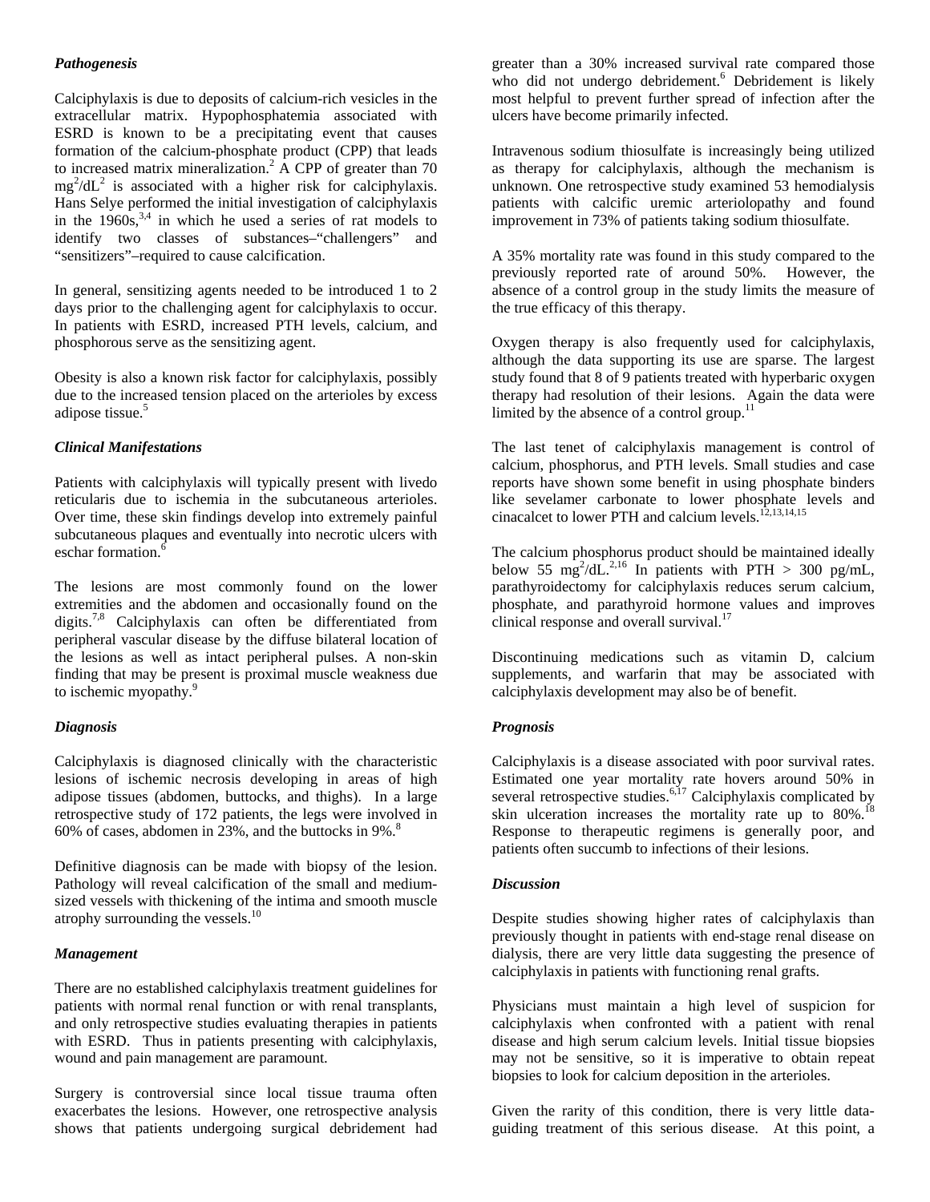### *Pathogenesis*

Calciphylaxis is due to deposits of calcium-rich vesicles in the extracellular matrix. Hypophosphatemia associated with ESRD is known to be a precipitating event that causes formation of the calcium-phosphate product (CPP) that leads to increased matrix mineralization.[2] A CPP of greater than 70 $mg^2/dL^2$ is associated with a higher risk for calciphylaxis. Hans Selye performed the initial investigation of calciphylaxis in the 1960s,[3,4] in which he used a series of rat models to identify two classes of substances–"challengers" and "sensitizers"–required to cause calcification.

In general, sensitizing agents needed to be introduced 1 to 2 days prior to the challenging agent for calciphylaxis to occur. In patients with ESRD, increased PTH levels, calcium, and phosphorous serve as the sensitizing agent.

Obesity is also a known risk factor for calciphylaxis, possibly due to the increased tension placed on the arterioles by excess adipose tissue.[5]

### *Clinical Manifestations*

Patients with calciphylaxis will typically present with livedo reticularis due to ischemia in the subcutaneous arterioles. Over time, these skin findings develop into extremely painful subcutaneous plaques and eventually into necrotic ulcers with eschar formation.[6]

The lesions are most commonly found on the lower extremities and the abdomen and occasionally found on the digits.[7,8] Calciphylaxis can often be differentiated from peripheral vascular disease by the diffuse bilateral location of the lesions as well as intact peripheral pulses. A non-skin finding that may be present is proximal muscle weakness due to ischemic myopathy.[9]

### *Diagnosis*

Calciphylaxis is diagnosed clinically with the characteristic lesions of ischemic necrosis developing in areas of high adipose tissues (abdomen, buttocks, and thighs). In a large retrospective study of 172 patients, the legs were involved in 60% of cases, abdomen in 23%, and the buttocks in 9%.[8]

Definitive diagnosis can be made with biopsy of the lesion. Pathology will reveal calcification of the small and medium-sized vessels with thickening of the intima and smooth muscle atrophy surrounding the vessels.[10]

### *Management*

There are no established calciphylaxis treatment guidelines for patients with normal renal function or with renal transplants, and only retrospective studies evaluating therapies in patients with ESRD. Thus in patients presenting with calciphylaxis, wound and pain management are paramount.

Surgery is controversial since local tissue trauma often exacerbates the lesions. However, one retrospective analysis shows that patients undergoing surgical debridement had greater than a 30% increased survival rate compared those who did not undergo debridement.[6] Debridement is likely most helpful to prevent further spread of infection after the ulcers have become primarily infected.

Intravenous sodium thiosulfate is increasingly being utilized as therapy for calciphylaxis, although the mechanism is unknown. One retrospective study examined 53 hemodialysis patients with calcific uremic arteriolopathy and found improvement in 73% of patients taking sodium thiosulfate.

A 35% mortality rate was found in this study compared to the previously reported rate of around 50%. However, the absence of a control group in the study limits the measure of the true efficacy of this therapy.

Oxygen therapy is also frequently used for calciphylaxis, although the data supporting its use are sparse. The largest study found that 8 of 9 patients treated with hyperbaric oxygen therapy had resolution of their lesions. Again the data were limited by the absence of a control group.[11]

The last tenet of calciphylaxis management is control of calcium, phosphorus, and PTH levels. Small studies and case reports have shown some benefit in using phosphate binders like sevelamer carbonate to lower phosphate levels and cinacalcet to lower PTH and calcium levels.[12,13,14,15]

The calcium phosphorus product should be maintained ideally below 55 $mg^2/dL$.[2,16] In patients with PTH > 300 pg/mL, parathyroidectomy for calciphylaxis reduces serum calcium, phosphate, and parathyroid hormone values and improves clinical response and overall survival.[17]

Discontinuing medications such as vitamin D, calcium supplements, and warfarin that may be associated with calciphylaxis development may also be of benefit.

### *Prognosis*

Calciphylaxis is a disease associated with poor survival rates. Estimated one year mortality rate hovers around 50% in several retrospective studies.[6,17] Calciphylaxis complicated by skin ulceration increases the mortality rate up to 80%.[18] Response to therapeutic regimens is generally poor, and patients often succumb to infections of their lesions.

### *Discussion*

Despite studies showing higher rates of calciphylaxis than previously thought in patients with end-stage renal disease on dialysis, there are very little data suggesting the presence of calciphylaxis in patients with functioning renal grafts.

Physicians must maintain a high level of suspicion for calciphylaxis when confronted with a patient with renal disease and high serum calcium levels. Initial tissue biopsies may not be sensitive, so it is imperative to obtain repeat biopsies to look for calcium deposition in the arterioles.

Given the rarity of this condition, there is very little data-guiding treatment of this serious disease. At this point, a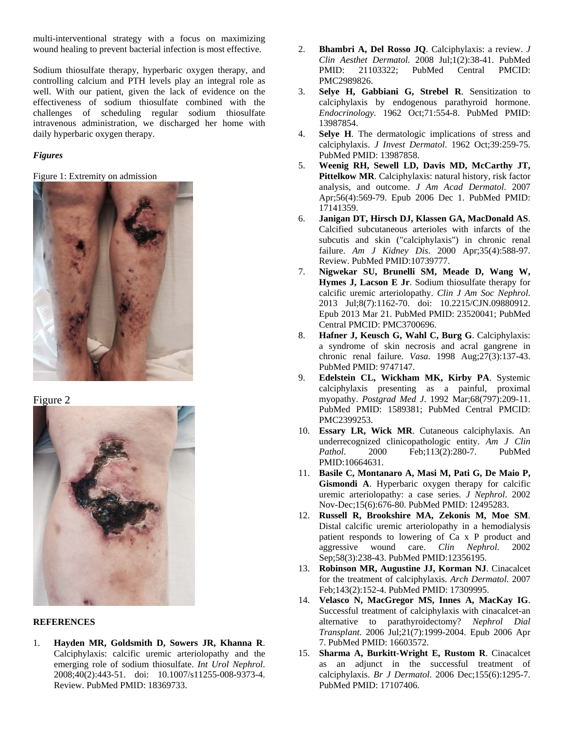multi-interventional strategy with a focus on maximizing wound healing to prevent bacterial infection is most effective.

Sodium thiosulfate therapy, hyperbaric oxygen therapy, and controlling calcium and PTH levels play an integral role as well. With our patient, given the lack of evidence on the effectiveness of sodium thiosulfate combined with the challenges of scheduling regular sodium thiosulfate intravenous administration, we discharged her home with daily hyperbaric oxygen therapy.

### *Figures*

Figure 1: Extremity on admission

Figure 2

### REFERENCES

1. **Hayden MR, Goldsmith D, Sowers JR, Khanna R**. Calciphylaxis: calcific uremic arteriolopathy and the emerging role of sodium thiosulfate. *Int Urol Nephrol*. 2008;40(2):443-51. doi: 10.1007/s11255-008-9373-4. Review. PubMed PMID: 18369733.
2. **Bhambri A, Del Rosso JQ**. Calciphylaxis: a review. *J Clin Aesthet Dermatol*. 2008 Jul;1(2):38-41. PubMed PMID: 21103322; PubMed Central PMCID: PMC2989826.
3. **Selye H, Gabbiani G, Strebel R**. Sensitization to calciphylaxis by endogenous parathyroid hormone. *Endocrinology*. 1962 Oct;71:554-8. PubMed PMID: 13987854.
4. **Selye H**. The dermatologic implications of stress and calciphylaxis. *J Invest Dermatol*. 1962 Oct;39:259-75. PubMed PMID: 13987858.
5. **Weenig RH, Sewell LD, Davis MD, McCarthy JT, Pittelkow MR**. Calciphylaxis: natural history, risk factor analysis, and outcome. *J Am Acad Dermatol*. 2007 Apr;56(4):569-79. Epub 2006 Dec 1. PubMed PMID: 17141359.
6. **Janigan DT, Hirsch DJ, Klassen GA, MacDonald AS**. Calcified subcutaneous arterioles with infarcts of the subcutis and skin ("calciphylaxis") in chronic renal failure. *Am J Kidney Dis*. 2000 Apr;35(4):588-97. Review. PubMed PMID:10739777.
7. **Nigwekar SU, Brunelli SM, Meade D, Wang W, Hymes J, Lacson E Jr**. Sodium thiosulfate therapy for calcific uremic arteriolopathy. *Clin J Am Soc Nephrol*. 2013 Jul;8(7):1162-70. doi: 10.2215/CJN.09880912. Epub 2013 Mar 21. PubMed PMID: 23520041; PubMed Central PMCID: PMC3700696.
8. **Hafner J, Keusch G, Wahl C, Burg G**. Calciphylaxis: a syndrome of skin necrosis and acral gangrene in chronic renal failure. *Vasa*. 1998 Aug;27(3):137-43. PubMed PMID: 9747147.
9. **Edelstein CL, Wickham MK, Kirby PA**. Systemic calciphylaxis presenting as a painful, proximal myopathy. *Postgrad Med J*. 1992 Mar;68(797):209-11. PubMed PMID: 1589381; PubMed Central PMCID: PMC2399253.
10. **Essary LR, Wick MR**. Cutaneous calciphylaxis. An underrecognized clinicopathologic entity. *Am J Clin Pathol*. 2000 Feb;113(2):280-7. PubMed PMID:10664631.
11. **Basile C, Montanaro A, Masi M, Pati G, De Maio P, Gismondi A**. Hyperbaric oxygen therapy for calcific uremic arteriolopathy: a case series. *J Nephrol*. 2002 Nov-Dec;15(6):676-80. PubMed PMID: 12495283.
12. **Russell R, Brookshire MA, Zekonis M, Moe SM**. Distal calcific uremic arteriolopathy in a hemodialysis patient responds to lowering of Ca x P product and aggressive wound care. *Clin Nephrol*. 2002 Sep;58(3):238-43. PubMed PMID:12356195.
13. **Robinson MR, Augustine JJ, Korman NJ**. Cinacalcet for the treatment of calciphylaxis. *Arch Dermatol*. 2007 Feb;143(2):152-4. PubMed PMID: 17309995.
14. **Velasco N, MacGregor MS, Innes A, MacKay IG**. Successful treatment of calciphylaxis with cinacalcet-an alternative to parathyroidectomy? *Nephrol Dial Transplant*. 2006 Jul;21(7):1999-2004. Epub 2006 Apr 7. PubMed PMID: 16603572.
15. **Sharma A, Burkitt-Wright E, Rustom R**. Cinacalcet as an adjunct in the successful treatment of calciphylaxis. *Br J Dermatol*. 2006 Dec;155(6):1295-7. PubMed PMID: 17107406.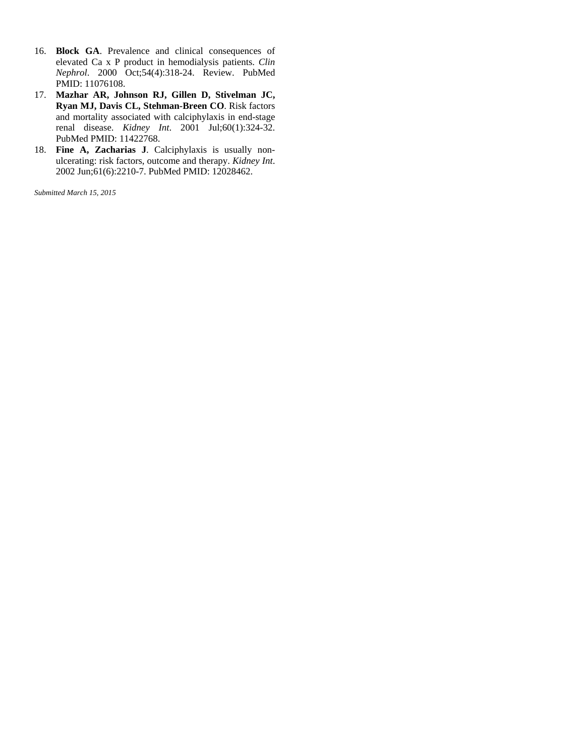16. **Block GA**. Prevalence and clinical consequences of elevated Ca x P product in hemodialysis patients. *Clin Nephrol*. 2000 Oct;54(4):318-24. Review. PubMed PMID: 11076108.
17. **Mazhar AR, Johnson RJ, Gillen D, Stivelman JC, Ryan MJ, Davis CL, Stehman-Breen CO**. Risk factors and mortality associated with calciphylaxis in end-stage renal disease. *Kidney Int*. 2001 Jul;60(1):324-32. PubMed PMID: 11422768.
18. **Fine A, Zacharias J**. Calciphylaxis is usually non-ulcerating: risk factors, outcome and therapy. *Kidney Int*. 2002 Jun;61(6):2210-7. PubMed PMID: 12028462.

*Submitted March 15, 2015*